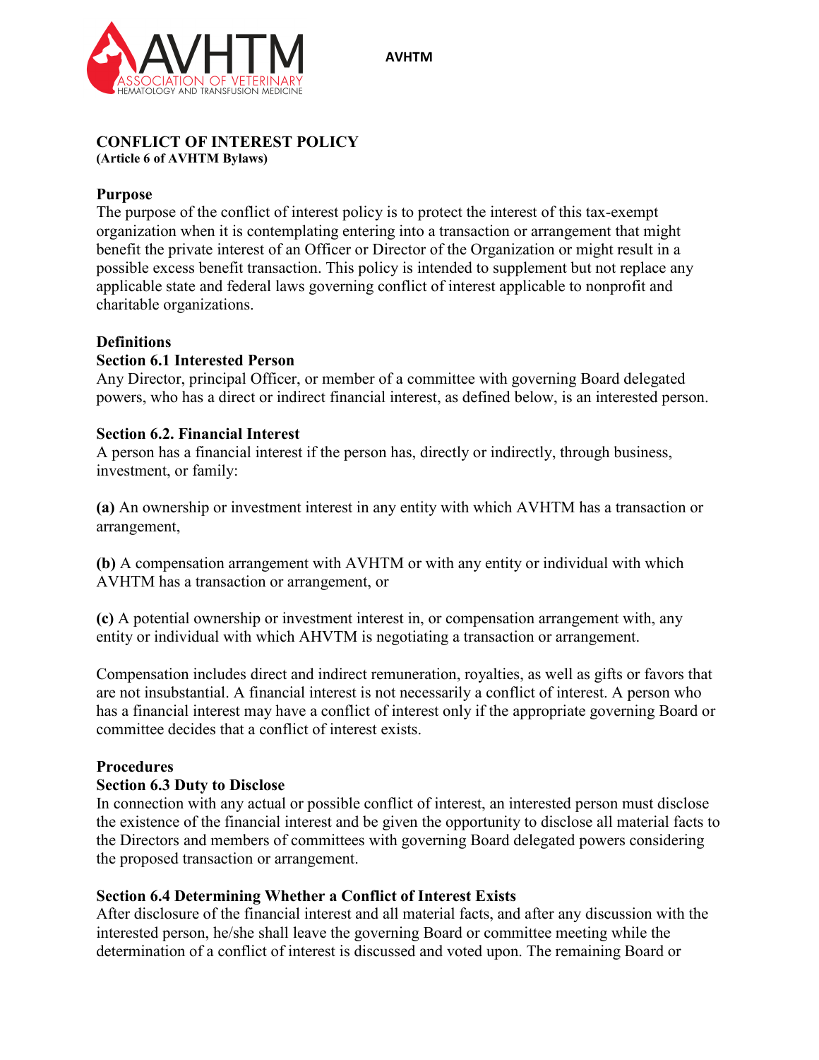AVHTM

# CONFLICT OF INTEREST POLICY

**(Article 6 of AVHTM Bylaws)**

## Purpose

The purpose of the conflict of interest policy is to protect the interest of this tax-exempt organization when it is contemplating entering into a transaction or arrangement that might benefit the private interest of an Officer or Director of the Organization or might result in a possible excess benefit transaction. This policy is intended to supplement but not replace any applicable state and federal laws governing conflict of interest applicable to nonprofit and charitable organizations.

## Definitions

### Section 6.1 Interested Person

Any Director, principal Officer, or member of a committee with governing Board delegated powers, who has a direct or indirect financial interest, as defined below, is an interested person.

### Section 6.2. Financial Interest

A person has a financial interest if the person has, directly or indirectly, through business, investment, or family:

**(a)** An ownership or investment interest in any entity with which AVHTM has a transaction or arrangement,

**(b)** A compensation arrangement with AVHTM or with any entity or individual with which AVHTM has a transaction or arrangement, or

**(c)** A potential ownership or investment interest in, or compensation arrangement with, any entity or individual with which AHVTM is negotiating a transaction or arrangement.

Compensation includes direct and indirect remuneration, royalties, as well as gifts or favors that are not insubstantial. A financial interest is not necessarily a conflict of interest. A person who has a financial interest may have a conflict of interest only if the appropriate governing Board or committee decides that a conflict of interest exists.

## Procedures

### Section 6.3 Duty to Disclose

In connection with any actual or possible conflict of interest, an interested person must disclose the existence of the financial interest and be given the opportunity to disclose all material facts to the Directors and members of committees with governing Board delegated powers considering the proposed transaction or arrangement.

### Section 6.4 Determining Whether a Conflict of Interest Exists

After disclosure of the financial interest and all material facts, and after any discussion with the interested person, he/she shall leave the governing Board or committee meeting while the determination of a conflict of interest is discussed and voted upon. The remaining Board or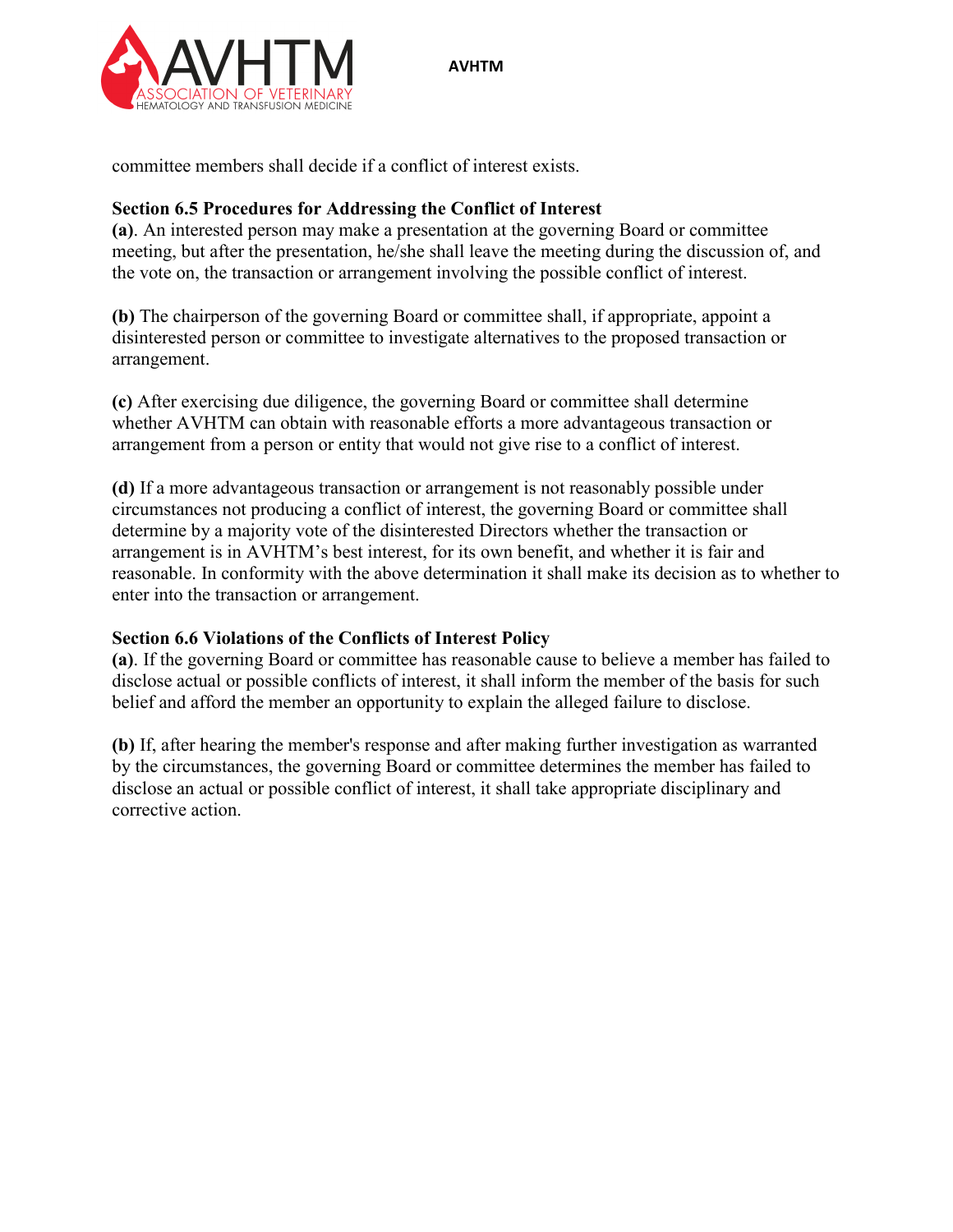committee members shall decide if a conflict of interest exists.

**Section 6.5 Procedures for Addressing the Conflict of Interest**

**(a)**. An interested person may make a presentation at the governing Board or committee meeting, but after the presentation, he/she shall leave the meeting during the discussion of, and the vote on, the transaction or arrangement involving the possible conflict of interest.

**(b)** The chairperson of the governing Board or committee shall, if appropriate, appoint a disinterested person or committee to investigate alternatives to the proposed transaction or arrangement.

**(c)** After exercising due diligence, the governing Board or committee shall determine whether AVHTM can obtain with reasonable efforts a more advantageous transaction or arrangement from a person or entity that would not give rise to a conflict of interest.

**(d)** If a more advantageous transaction or arrangement is not reasonably possible under circumstances not producing a conflict of interest, the governing Board or committee shall determine by a majority vote of the disinterested Directors whether the transaction or arrangement is in AVHTM's best interest, for its own benefit, and whether it is fair and reasonable. In conformity with the above determination it shall make its decision as to whether to enter into the transaction or arrangement.

**Section 6.6 Violations of the Conflicts of Interest Policy**

**(a)**. If the governing Board or committee has reasonable cause to believe a member has failed to disclose actual or possible conflicts of interest, it shall inform the member of the basis for such belief and afford the member an opportunity to explain the alleged failure to disclose.

**(b)** If, after hearing the member's response and after making further investigation as warranted by the circumstances, the governing Board or committee determines the member has failed to disclose an actual or possible conflict of interest, it shall take appropriate disciplinary and corrective action.